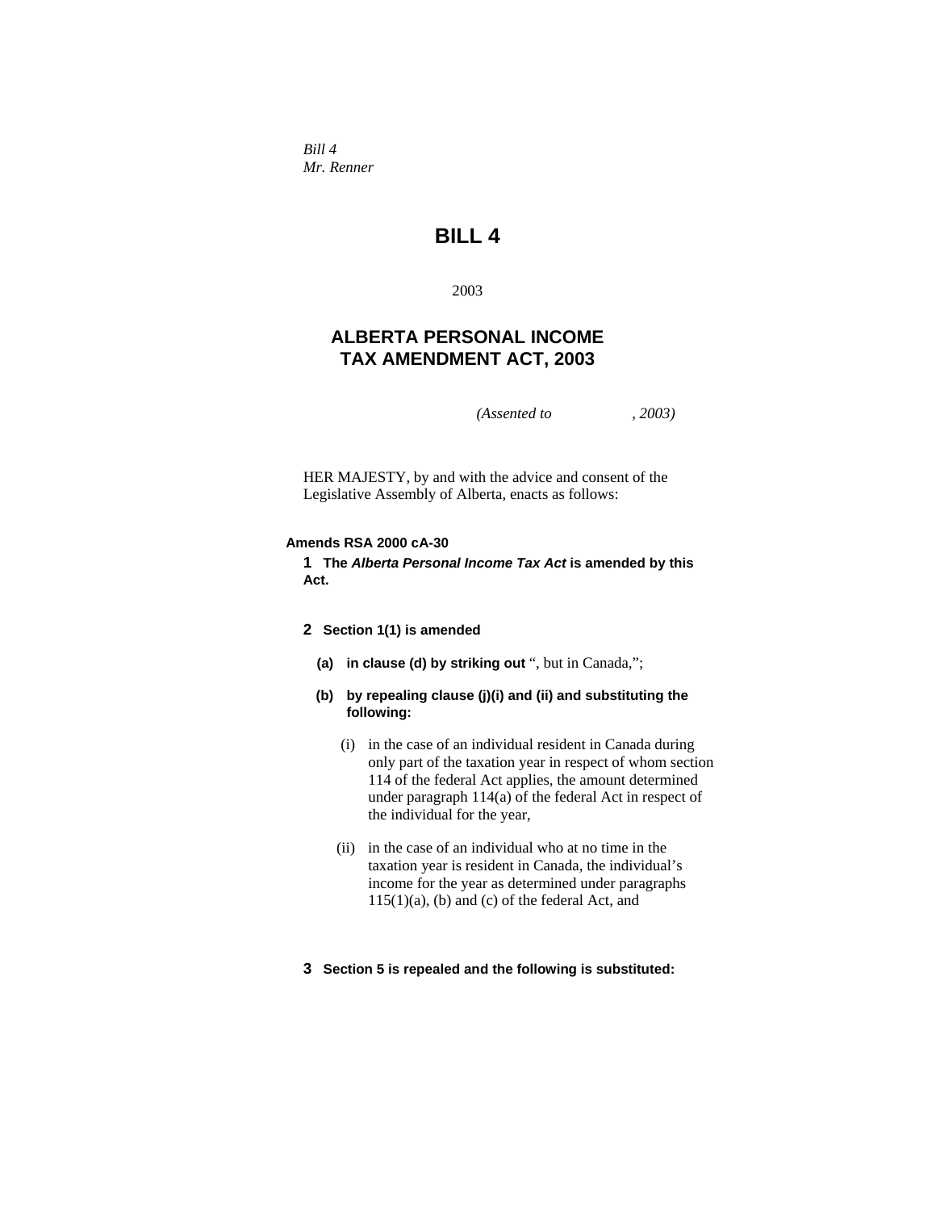*Bill 4*
*Mr. Renner*

# BILL 4

2003

## ALBERTA PERSONAL INCOME TAX AMENDMENT ACT, 2003

*(Assented to , 2003)*

HER MAJESTY, by and with the advice and consent of the Legislative Assembly of Alberta, enacts as follows:

**Amends RSA 2000 cA-30**

**1 The *Alberta Personal Income Tax Act* is amended by this Act.**

**2 Section 1(1) is amended**

**(a) in clause (d) by striking out** “, but in Canada,”;

**(b) by repealing clause (j)(i) and (ii) and substituting the following:**

(i) in the case of an individual resident in Canada during only part of the taxation year in respect of whom section 114 of the federal Act applies, the amount determined under paragraph 114(a) of the federal Act in respect of the individual for the year,

(ii) in the case of an individual who at no time in the taxation year is resident in Canada, the individual’s income for the year as determined under paragraphs 115(1)(a), (b) and (c) of the federal Act, and

**3 Section 5 is repealed and the following is substituted:**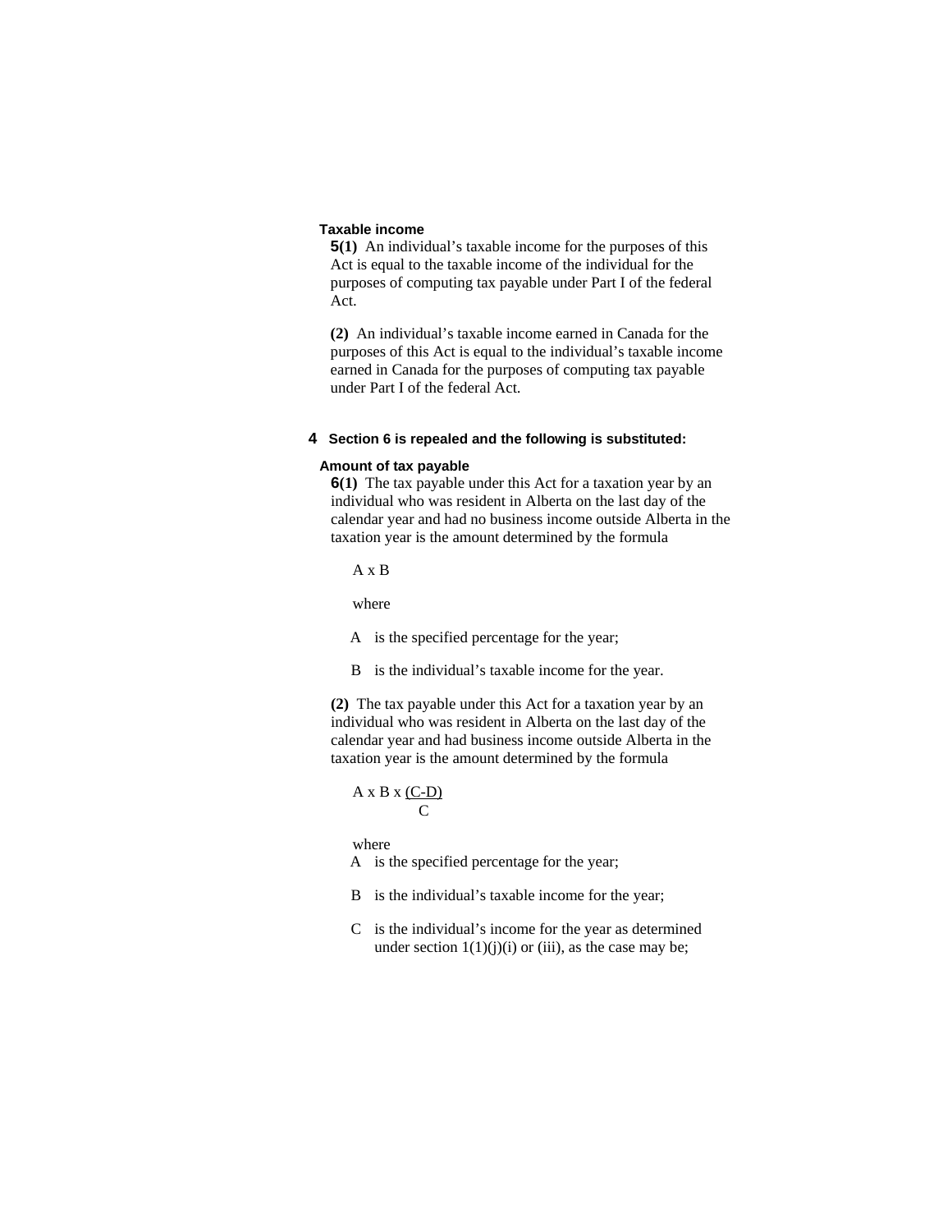**Taxable income**

**5(1)** An individual's taxable income for the purposes of this Act is equal to the taxable income of the individual for the purposes of computing tax payable under Part I of the federal Act.

**(2)** An individual's taxable income earned in Canada for the purposes of this Act is equal to the individual's taxable income earned in Canada for the purposes of computing tax payable under Part I of the federal Act.

**4 Section 6 is repealed and the following is substituted:**

**Amount of tax payable**

**6(1)** The tax payable under this Act for a taxation year by an individual who was resident in Alberta on the last day of the calendar year and had no business income outside Alberta in the taxation year is the amount determined by the formula

$$A \times B$$

where

A is the specified percentage for the year;

B is the individual's taxable income for the year.

**(2)** The tax payable under this Act for a taxation year by an individual who was resident in Alberta on the last day of the calendar year and had business income outside Alberta in the taxation year is the amount determined by the formula

$$A \times B \times \frac{(C-D)}{C}$$

where

A is the specified percentage for the year;

B is the individual's taxable income for the year;

C is the individual's income for the year as determined under section 1(1)(j)(i) or (iii), as the case may be;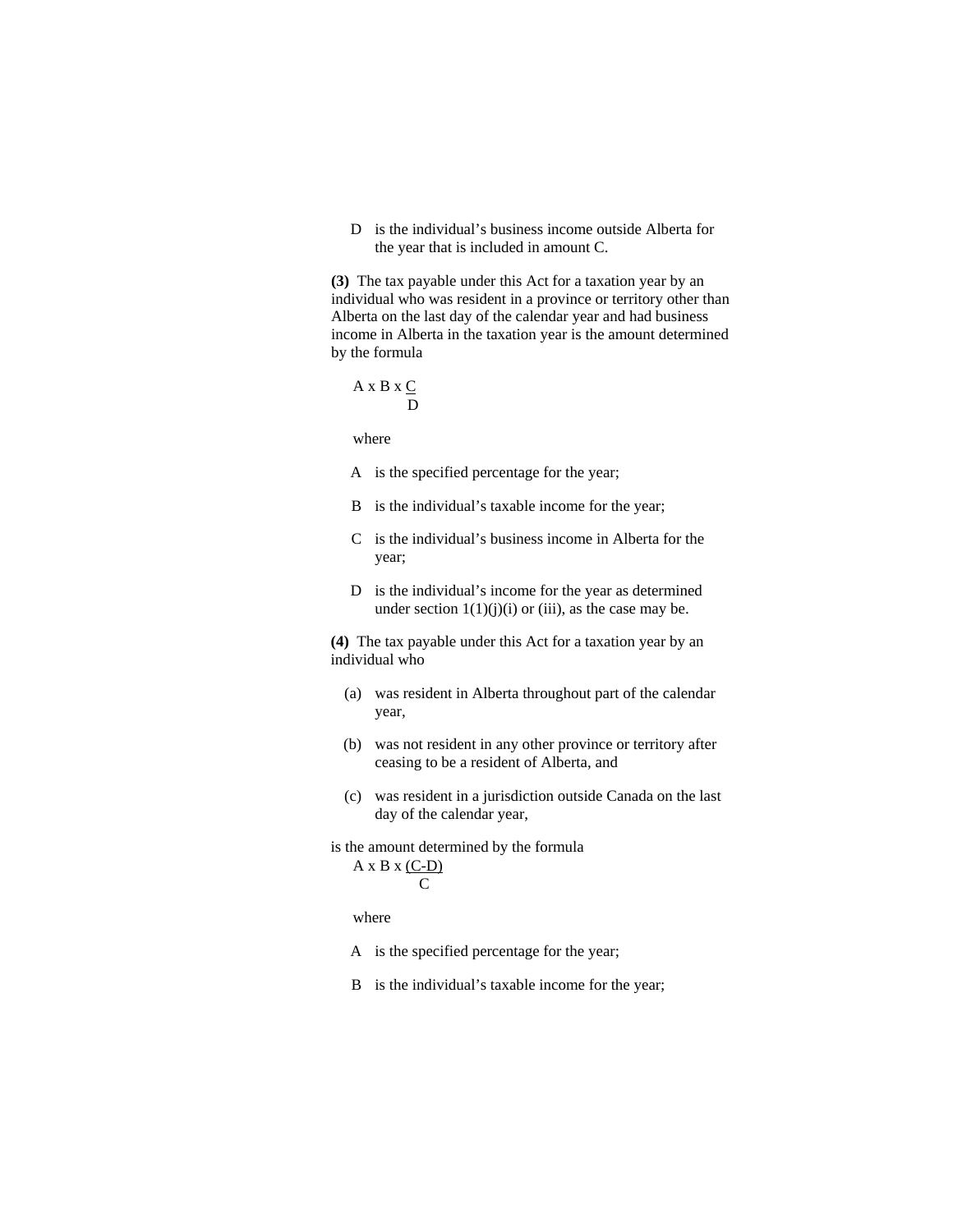D is the individual's business income outside Alberta for the year that is included in amount C.

**(3)** The tax payable under this Act for a taxation year by an individual who was resident in a province or territory other than Alberta on the last day of the calendar year and had business income in Alberta in the taxation year is the amount determined by the formula

$$A \times B \times \frac{C}{D}$$

where

A is the specified percentage for the year;

B is the individual's taxable income for the year;

C is the individual's business income in Alberta for the year;

D is the individual's income for the year as determined under section 1(1)(j)(i) or (iii), as the case may be.

**(4)** The tax payable under this Act for a taxation year by an individual who

(a) was resident in Alberta throughout part of the calendar year,

(b) was not resident in any other province or territory after ceasing to be a resident of Alberta, and

(c) was resident in a jurisdiction outside Canada on the last day of the calendar year,

is the amount determined by the formula

$$A \times B \times \frac{(C-D)}{C}$$

where

A is the specified percentage for the year;

B is the individual's taxable income for the year;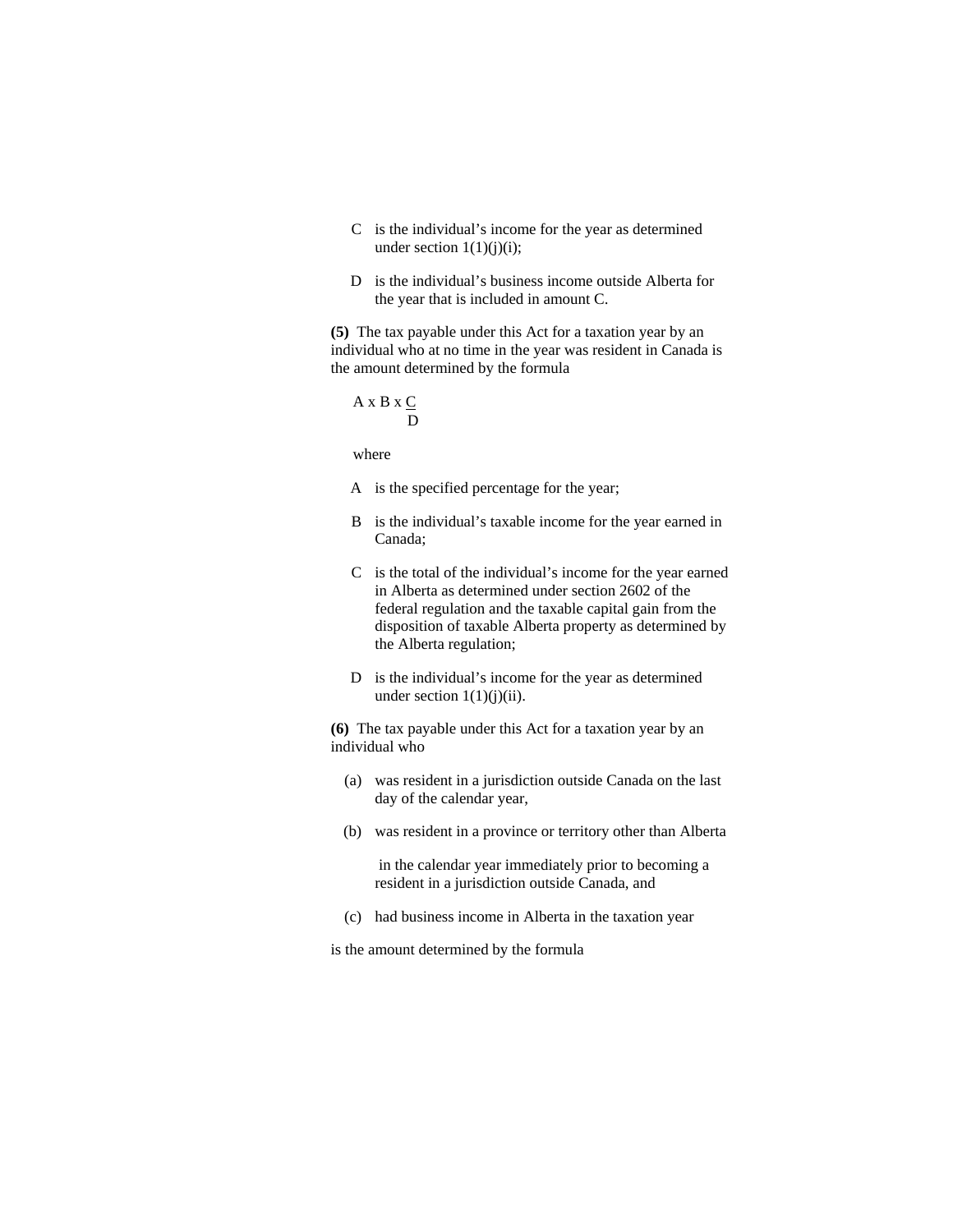C is the individual’s income for the year as determined under section 1(1)(j)(i);

D is the individual’s business income outside Alberta for the year that is included in amount C.

**(5)** The tax payable under this Act for a taxation year by an individual who at no time in the year was resident in Canada is the amount determined by the formula

$$A \times B \times \frac{C}{D}$$

where

A is the specified percentage for the year;

B is the individual’s taxable income for the year earned in Canada;

C is the total of the individual’s income for the year earned in Alberta as determined under section 2602 of the federal regulation and the taxable capital gain from the disposition of taxable Alberta property as determined by the Alberta regulation;

D is the individual’s income for the year as determined under section 1(1)(j)(ii).

**(6)** The tax payable under this Act for a taxation year by an individual who

(a) was resident in a jurisdiction outside Canada on the last day of the calendar year,

(b) was resident in a province or territory other than Alberta

in the calendar year immediately prior to becoming a resident in a jurisdiction outside Canada, and

(c) had business income in Alberta in the taxation year

is the amount determined by the formula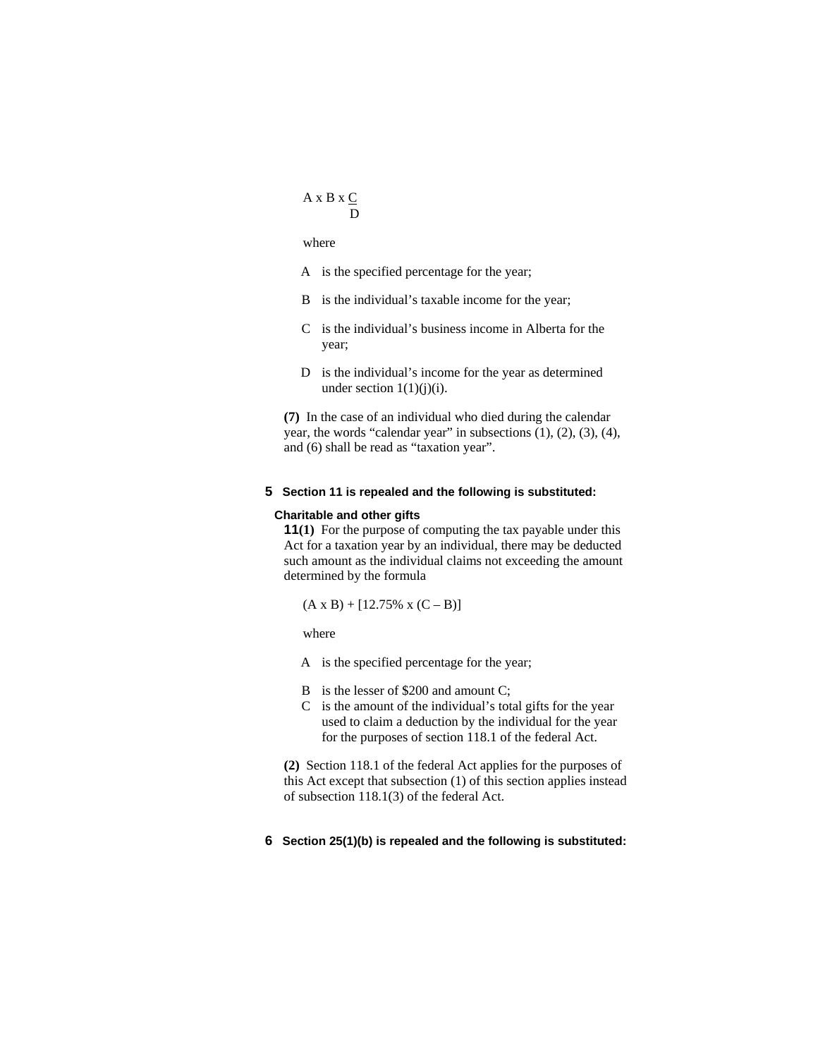$$A \times B \times \frac{C}{D}$$

where

A is the specified percentage for the year;

B is the individual's taxable income for the year;

C is the individual's business income in Alberta for the year;

D is the individual's income for the year as determined under section 1(1)(j)(i).

**(7)** In the case of an individual who died during the calendar year, the words "calendar year" in subsections (1), (2), (3), (4), and (6) shall be read as "taxation year".

**5 Section 11 is repealed and the following is substituted:**

**Charitable and other gifts**

**11(1)** For the purpose of computing the tax payable under this Act for a taxation year by an individual, there may be deducted such amount as the individual claims not exceeding the amount determined by the formula

$$(A \times B) + [12.75\% \times (C - B)]$$

where

A is the specified percentage for the year;

B is the lesser of $200 and amount C;

C is the amount of the individual's total gifts for the year used to claim a deduction by the individual for the year for the purposes of section 118.1 of the federal Act.

**(2)** Section 118.1 of the federal Act applies for the purposes of this Act except that subsection (1) of this section applies instead of subsection 118.1(3) of the federal Act.

**6 Section 25(1)(b) is repealed and the following is substituted:**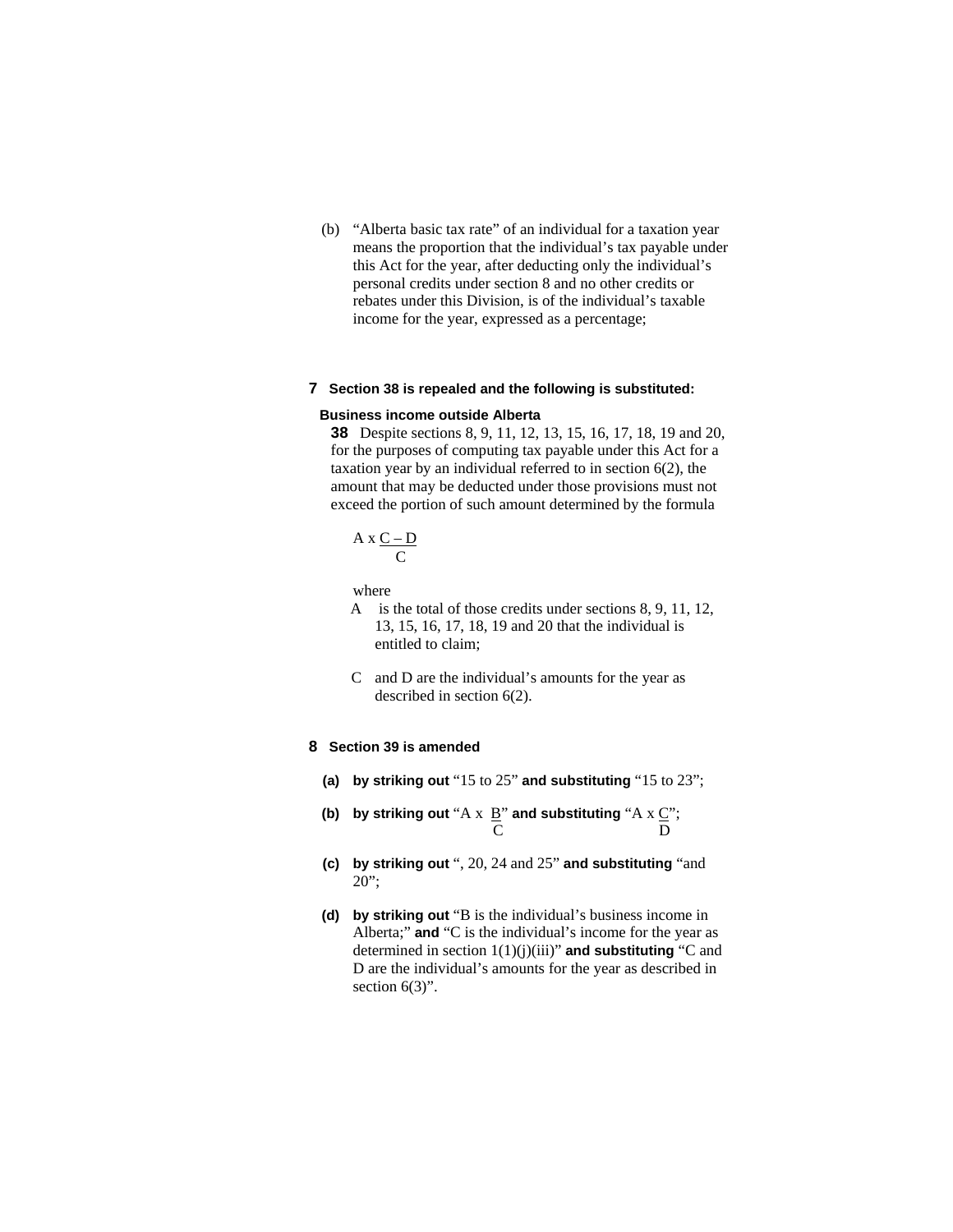(b) “Alberta basic tax rate” of an individual for a taxation year means the proportion that the individual’s tax payable under this Act for the year, after deducting only the individual’s personal credits under section 8 and no other credits or rebates under this Division, is of the individual’s taxable income for the year, expressed as a percentage;

**7 Section 38 is repealed and the following is substituted:**

**Business income outside Alberta**

**38** Despite sections 8, 9, 11, 12, 13, 15, 16, 17, 18, 19 and 20, for the purposes of computing tax payable under this Act for a taxation year by an individual referred to in section 6(2), the amount that may be deducted under those provisions must not exceed the portion of such amount determined by the formula

$$A \times \frac{C - D}{C}$$

where

A is the total of those credits under sections 8, 9, 11, 12, 13, 15, 16, 17, 18, 19 and 20 that the individual is entitled to claim;

C and D are the individual’s amounts for the year as described in section 6(2).

**8 Section 39 is amended**

**(a) by striking out** “15 to 25” **and substituting** “15 to 23”;

**(b) by striking out** “$A \times \frac{B}{C}$” **and substituting** “$A \times \frac{C}{D}$”;

**(c) by striking out** “, 20, 24 and 25” **and substituting** “and 20”;

**(d) by striking out** “B is the individual’s business income in Alberta;” **and** “C is the individual’s income for the year as determined in section 1(1)(j)(iii)” **and substituting** “C and D are the individual’s amounts for the year as described in section 6(3)”.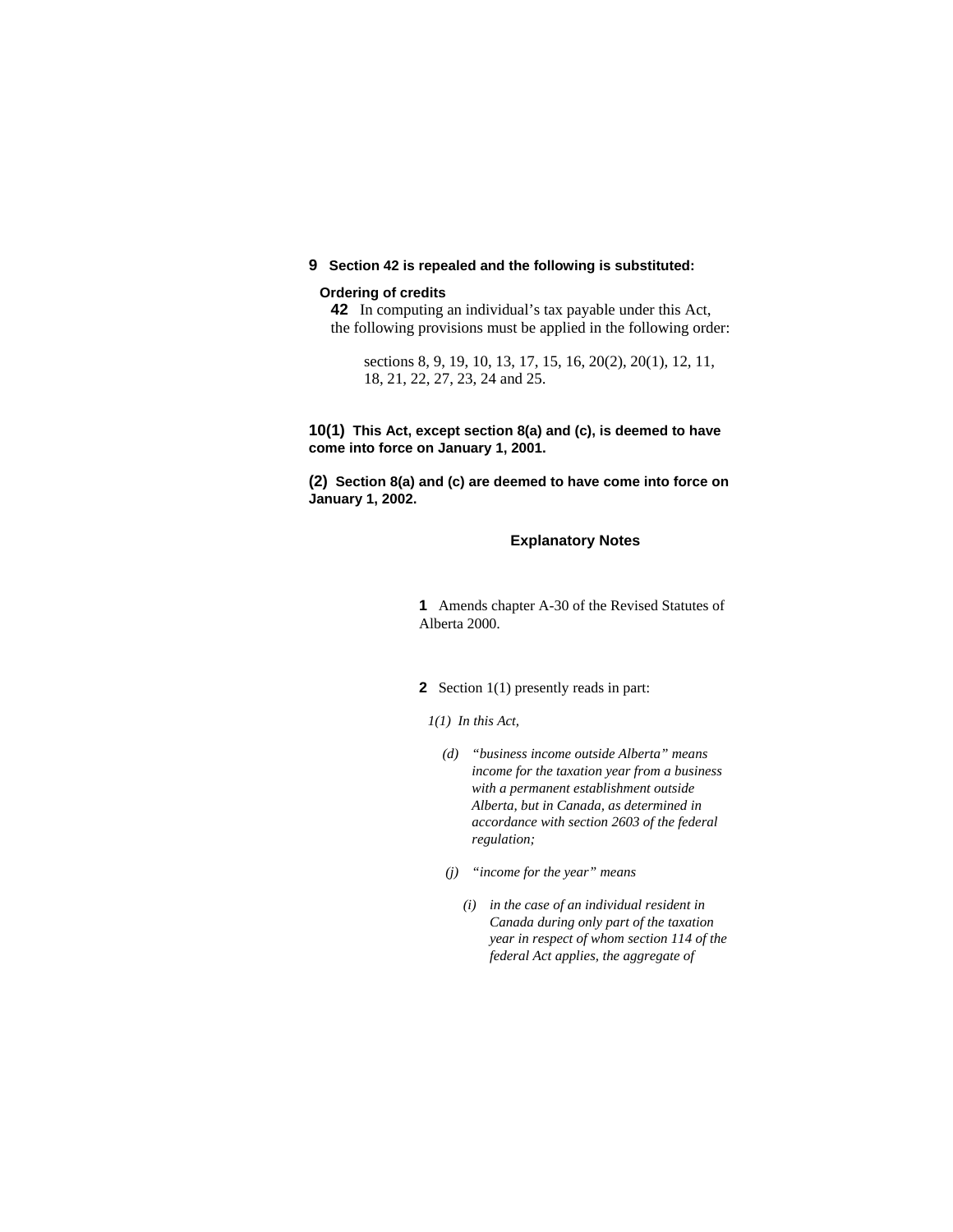**9 Section 42 is repealed and the following is substituted:**

**Ordering of credits**

**42** In computing an individual's tax payable under this Act, the following provisions must be applied in the following order:

sections 8, 9, 19, 10, 13, 17, 15, 16, 20(2), 20(1), 12, 11, 18, 21, 22, 27, 23, 24 and 25.

**10(1) This Act, except section 8(a) and (c), is deemed to have come into force on January 1, 2001.**

**(2) Section 8(a) and (c) are deemed to have come into force on January 1, 2002.**

### Explanatory Notes

**1** Amends chapter A-30 of the Revised Statutes of Alberta 2000.

**2** Section 1(1) presently reads in part:

*1(1) In this Act,*

*(d) "business income outside Alberta" means income for the taxation year from a business with a permanent establishment outside Alberta, but in Canada, as determined in accordance with section 2603 of the federal regulation;*

*(j) "income for the year" means*

*(i) in the case of an individual resident in Canada during only part of the taxation year in respect of whom section 114 of the federal Act applies, the aggregate of*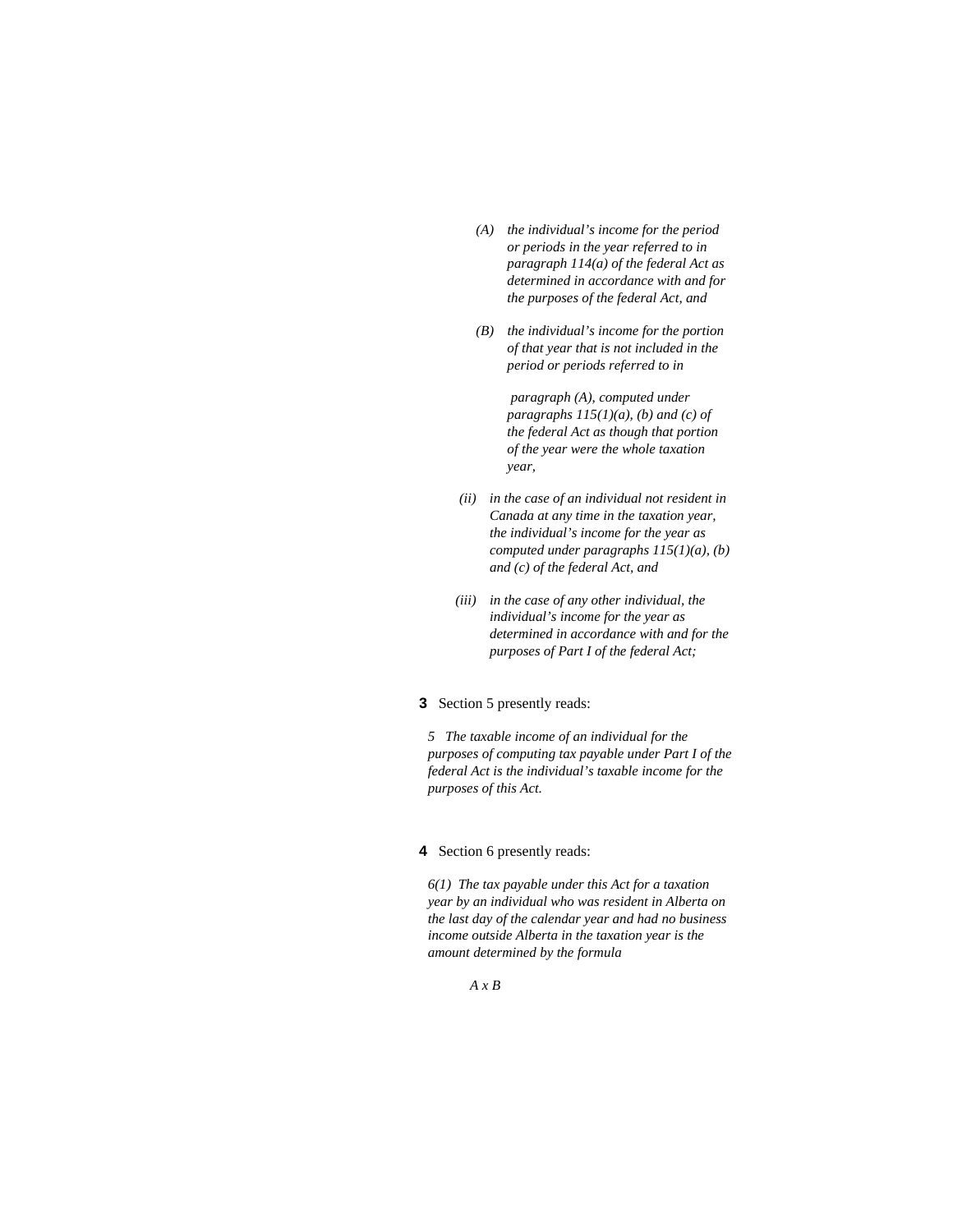*(A) the individual's income for the period or periods in the year referred to in paragraph 114(a) of the federal Act as determined in accordance with and for the purposes of the federal Act, and*

*(B) the individual's income for the portion of that year that is not included in the period or periods referred to in paragraph (A), computed under paragraphs 115(1)(a), (b) and (c) of the federal Act as though that portion of the year were the whole taxation year,*

*(ii) in the case of an individual not resident in Canada at any time in the taxation year, the individual's income for the year as computed under paragraphs 115(1)(a), (b) and (c) of the federal Act, and*

*(iii) in the case of any other individual, the individual's income for the year as determined in accordance with and for the purposes of Part I of the federal Act;*

**3** Section 5 presently reads:

*5 The taxable income of an individual for the purposes of computing tax payable under Part I of the federal Act is the individual's taxable income for the purposes of this Act.*

**4** Section 6 presently reads:

*6(1) The tax payable under this Act for a taxation year by an individual who was resident in Alberta on the last day of the calendar year and had no business income outside Alberta in the taxation year is the amount determined by the formula*

*A x B*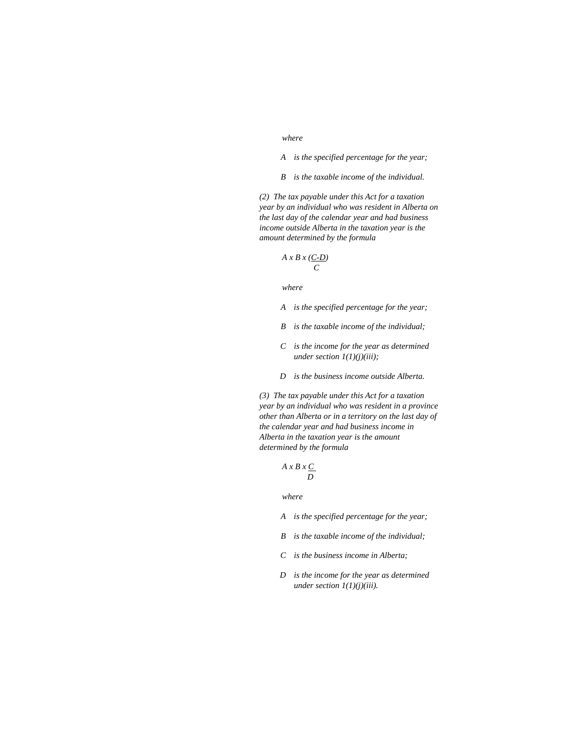*where*

*A is the specified percentage for the year;*

*B is the taxable income of the individual.*

*(2) The tax payable under this Act for a taxation year by an individual who was resident in Alberta on the last day of the calendar year and had business income outside Alberta in the taxation year is the amount determined by the formula*

$$A \times B \times \frac{(C-D)}{C}$$

*where*

*A is the specified percentage for the year;*

*B is the taxable income of the individual;*

*C is the income for the year as determined under section 1(1)(j)(iii);*

*D is the business income outside Alberta.*

*(3) The tax payable under this Act for a taxation year by an individual who was resident in a province other than Alberta or in a territory on the last day of the calendar year and had business income in Alberta in the taxation year is the amount determined by the formula*

$$A \times B \times \frac{C}{D}$$

*where*

*A is the specified percentage for the year;*

*B is the taxable income of the individual;*

*C is the business income in Alberta;*

*D is the income for the year as determined under section 1(1)(j)(iii).*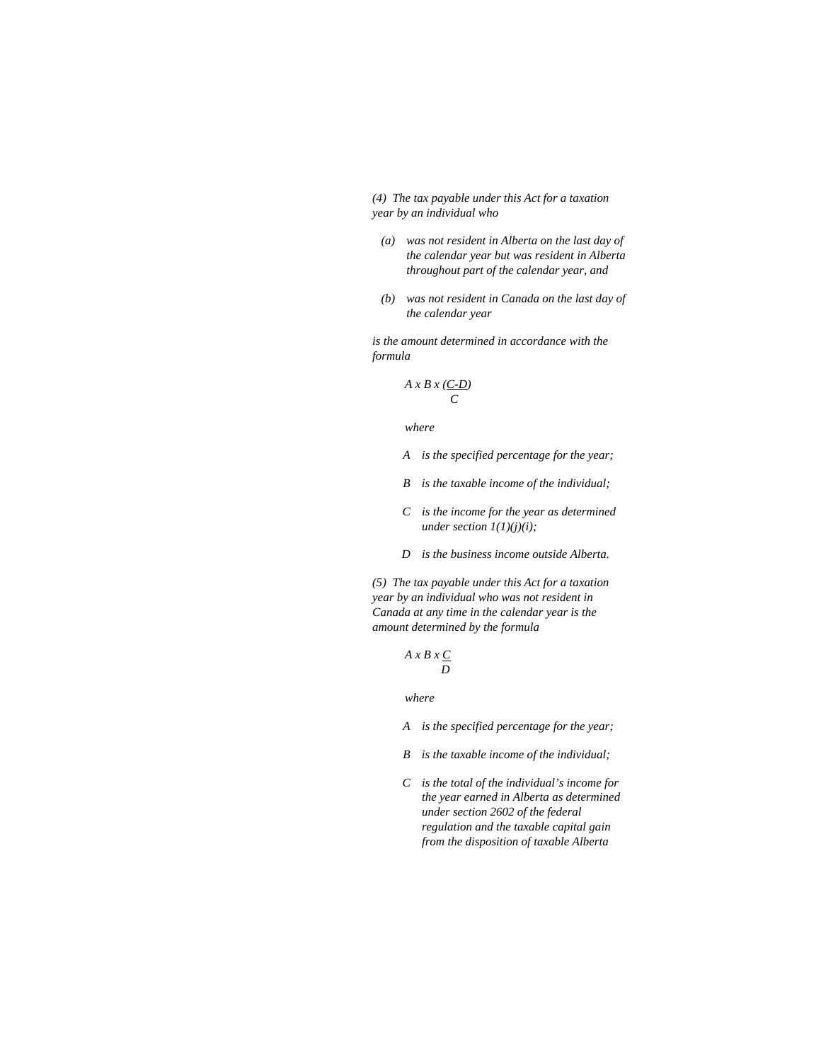*(4) The tax payable under this Act for a taxation year by an individual who*

*(a) was not resident in Alberta on the last day of the calendar year but was resident in Alberta throughout part of the calendar year, and*

*(b) was not resident in Canada on the last day of the calendar year*

*is the amount determined in accordance with the formula*

$$A \times B \times \frac{(C-D)}{C}$$

*where*

*A is the specified percentage for the year;*

*B is the taxable income of the individual;*

*C is the income for the year as determined under section 1(1)(j)(i);*

*D is the business income outside Alberta.*

*(5) The tax payable under this Act for a taxation year by an individual who was not resident in Canada at any time in the calendar year is the amount determined by the formula*

$$A \times B \times \frac{C}{D}$$

*where*

*A is the specified percentage for the year;*

*B is the taxable income of the individual;*

*C is the total of the individual's income for the year earned in Alberta as determined under section 2602 of the federal regulation and the taxable capital gain from the disposition of taxable Alberta*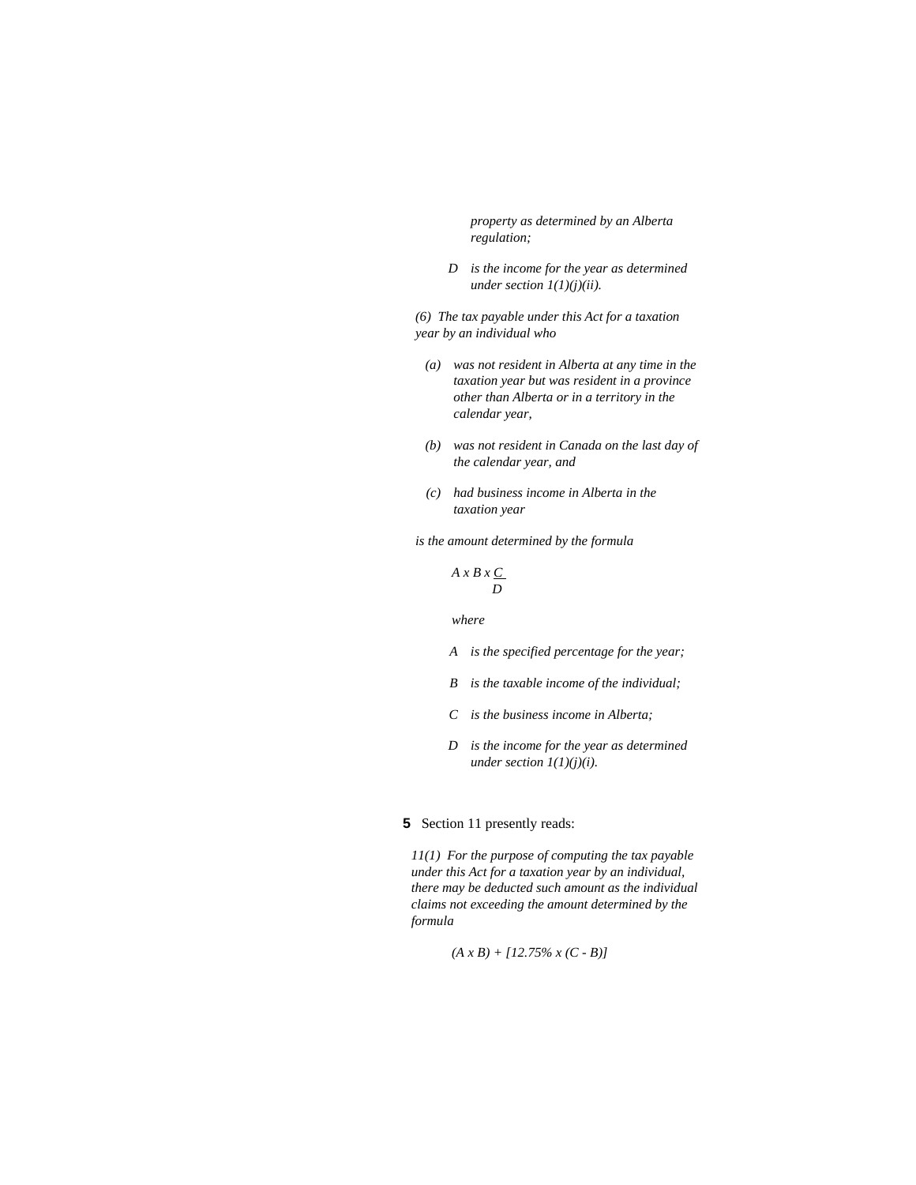*property as determined by an Alberta regulation;*

*D* *is the income for the year as determined under section 1(1)(j)(ii).*

*(6) The tax payable under this Act for a taxation year by an individual who*

*(a)* *was not resident in Alberta at any time in the taxation year but was resident in a province other than Alberta or in a territory in the calendar year,*

*(b)* *was not resident in Canada on the last day of the calendar year, and*

*(c)* *had business income in Alberta in the taxation year*

*is the amount determined by the formula*

$$A \times B \times \frac{C}{D}$$

*where*

*A* *is the specified percentage for the year;*

*B* *is the taxable income of the individual;*

*C* *is the business income in Alberta;*

*D* *is the income for the year as determined under section 1(1)(j)(i).*

**5** Section 11 presently reads:

*11(1) For the purpose of computing the tax payable under this Act for a taxation year by an individual, there may be deducted such amount as the individual claims not exceeding the amount determined by the formula*

$$(A \times B) + [12.75\% \times (C - B)]$$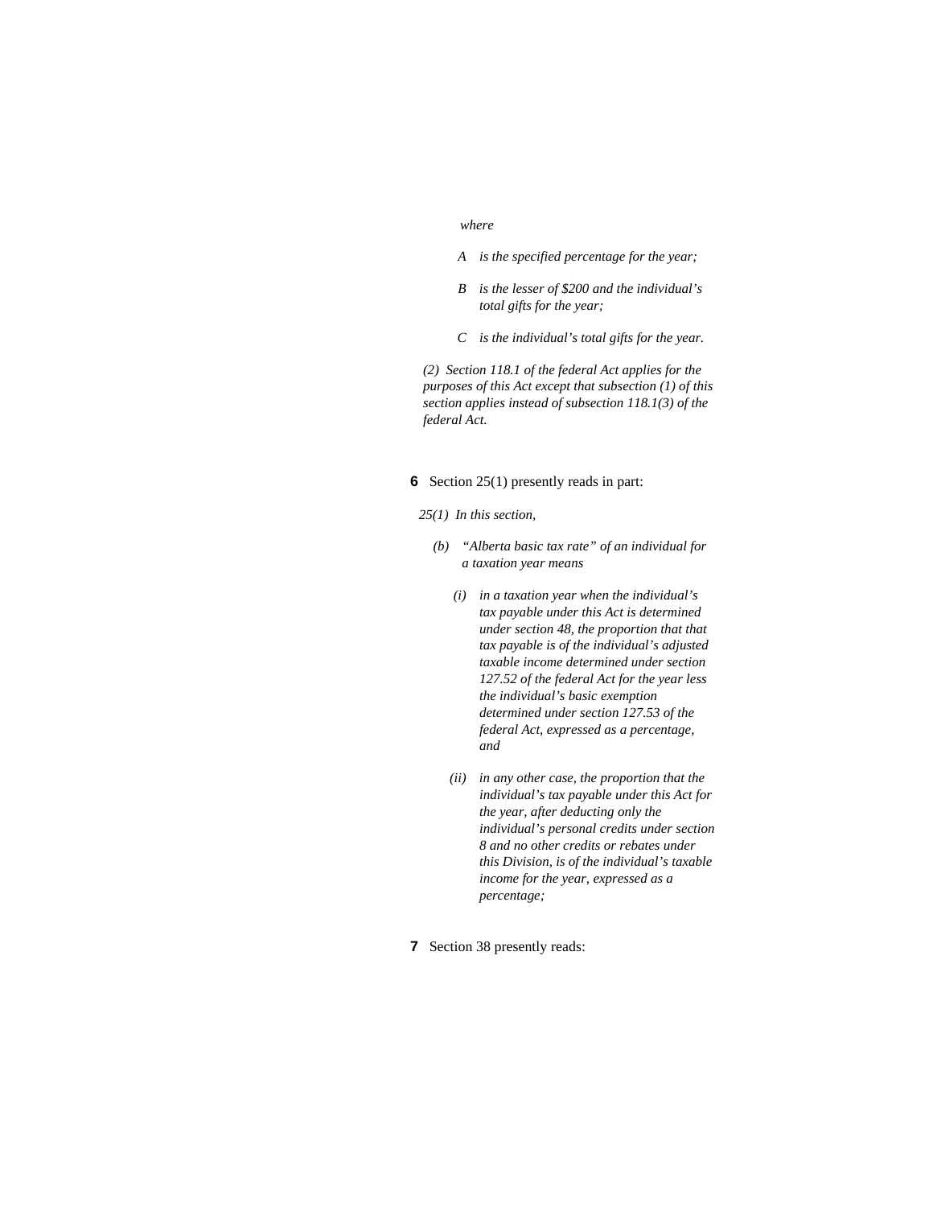*where*

*A is the specified percentage for the year;*

*B is the lesser of $200 and the individual's total gifts for the year;*

*C is the individual's total gifts for the year.*

*(2) Section 118.1 of the federal Act applies for the purposes of this Act except that subsection (1) of this section applies instead of subsection 118.1(3) of the federal Act.*

**6** Section 25(1) presently reads in part:

*25(1) In this section,*

*(b) "Alberta basic tax rate" of an individual for a taxation year means*

*(i) in a taxation year when the individual's tax payable under this Act is determined under section 48, the proportion that that tax payable is of the individual's adjusted taxable income determined under section 127.52 of the federal Act for the year less the individual's basic exemption determined under section 127.53 of the federal Act, expressed as a percentage, and*

*(ii) in any other case, the proportion that the individual's tax payable under this Act for the year, after deducting only the individual's personal credits under section 8 and no other credits or rebates under this Division, is of the individual's taxable income for the year, expressed as a percentage;*

**7** Section 38 presently reads: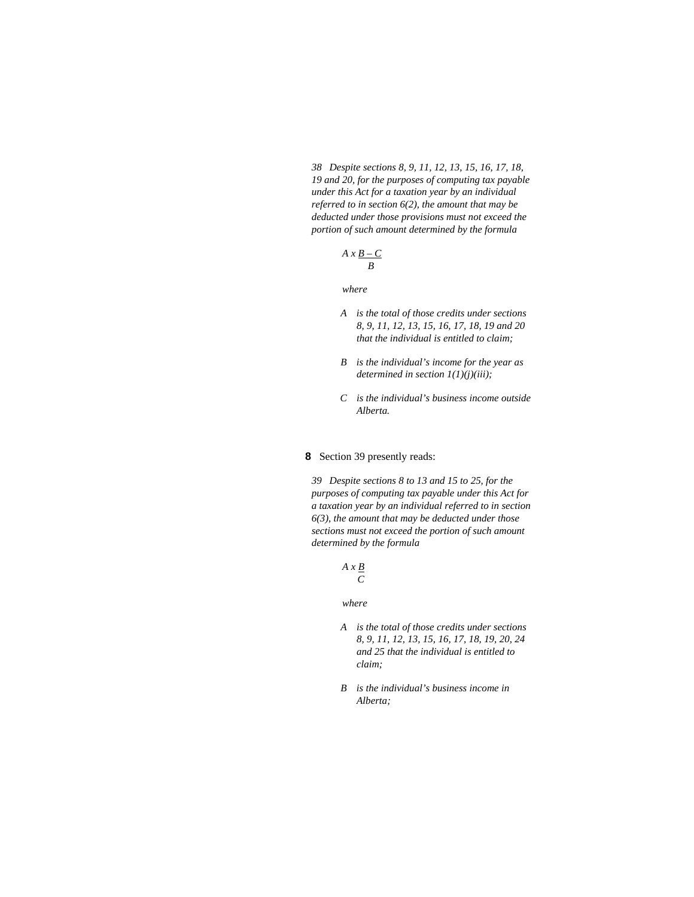*38 Despite sections 8, 9, 11, 12, 13, 15, 16, 17, 18, 19 and 20, for the purposes of computing tax payable under this Act for a taxation year by an individual referred to in section 6(2), the amount that may be deducted under those provisions must not exceed the portion of such amount determined by the formula*

$$A \times \frac{B - C}{B}$$

*where*

*A is the total of those credits under sections 8, 9, 11, 12, 13, 15, 16, 17, 18, 19 and 20 that the individual is entitled to claim;*

*B is the individual's income for the year as determined in section 1(1)(j)(iii);*

*C is the individual's business income outside Alberta.*

**8** Section 39 presently reads:

*39 Despite sections 8 to 13 and 15 to 25, for the purposes of computing tax payable under this Act for a taxation year by an individual referred to in section 6(3), the amount that may be deducted under those sections must not exceed the portion of such amount determined by the formula*

$$A \times \frac{B}{C}$$

*where*

*A is the total of those credits under sections 8, 9, 11, 12, 13, 15, 16, 17, 18, 19, 20, 24 and 25 that the individual is entitled to claim;*

*B is the individual's business income in Alberta;*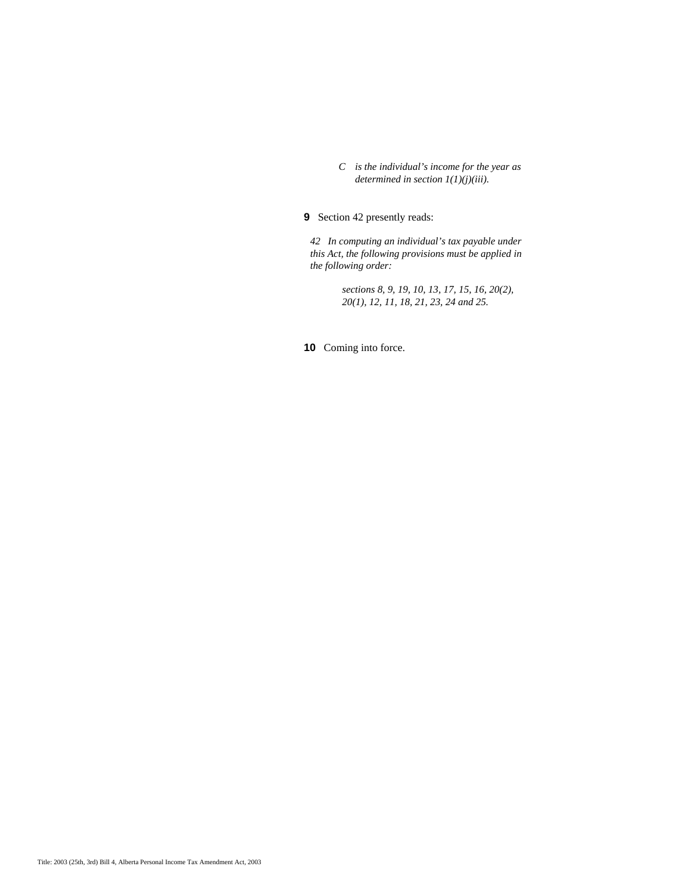*C is the individual's income for the year as determined in section 1(1)(j)(iii).*

**9** Section 42 presently reads:

*42 In computing an individual's tax payable under this Act, the following provisions must be applied in the following order:*

*sections 8, 9, 19, 10, 13, 17, 15, 16, 20(2), 20(1), 12, 11, 18, 21, 23, 24 and 25.*

**10** Coming into force.